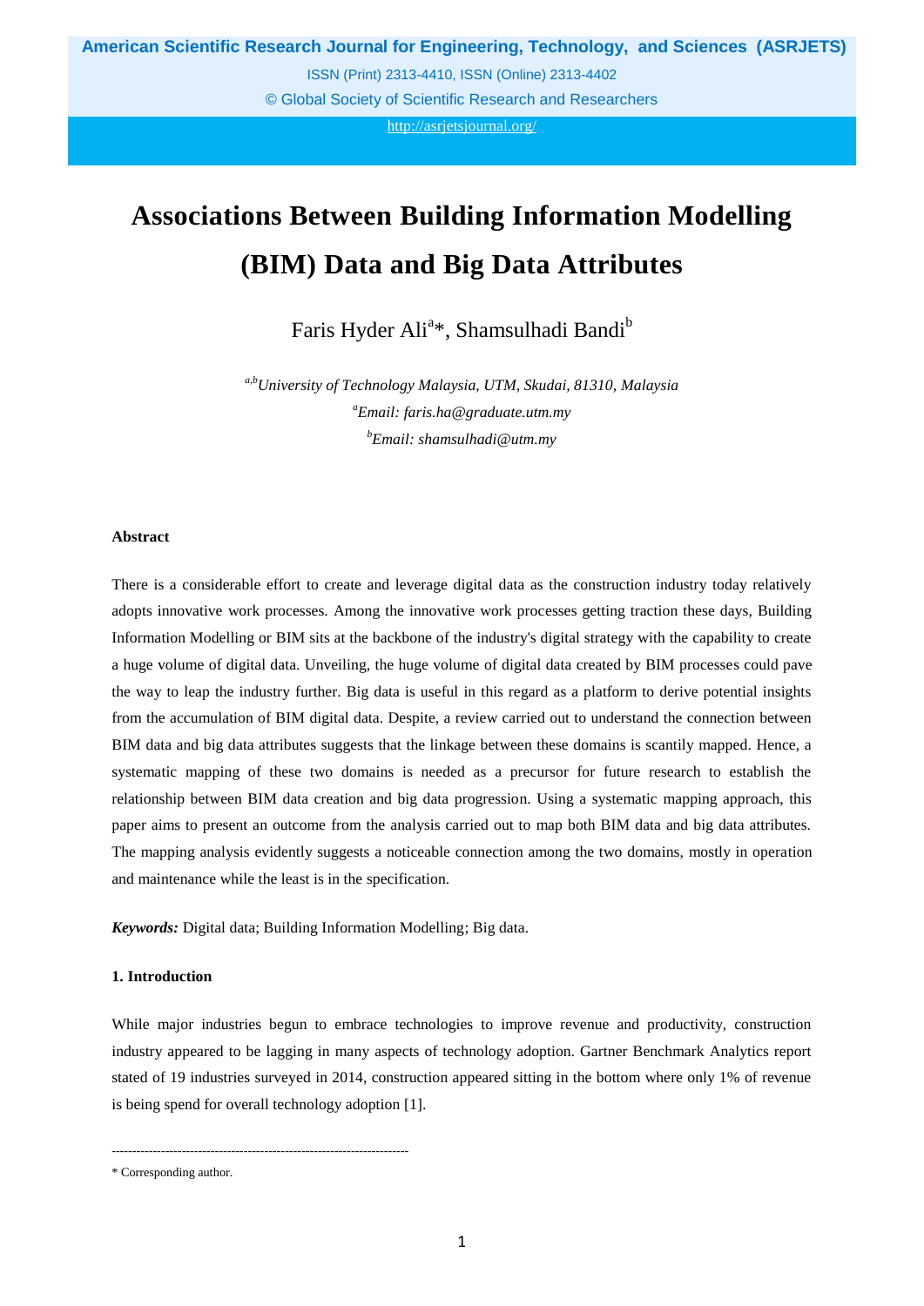# Associations Between Building Information Modelling (BIM) Data and Big Data Attributes

Faris Hyder Ali[a]*, Shamsulhadi Bandi[b]

[a,b]*University of Technology Malaysia, UTM, Skudai, 81310, Malaysia*
[a]*Email: faris.ha@graduate.utm.my*
[b]*Email: shamsulhadi@utm.my*

### Abstract

There is a considerable effort to create and leverage digital data as the construction industry today relatively adopts innovative work processes. Among the innovative work processes getting traction these days, Building Information Modelling or BIM sits at the backbone of the industry's digital strategy with the capability to create a huge volume of digital data. Unveiling, the huge volume of digital data created by BIM processes could pave the way to leap the industry further. Big data is useful in this regard as a platform to derive potential insights from the accumulation of BIM digital data. Despite, a review carried out to understand the connection between BIM data and big data attributes suggests that the linkage between these domains is scantily mapped. Hence, a systematic mapping of these two domains is needed as a precursor for future research to establish the relationship between BIM data creation and big data progression. Using a systematic mapping approach, this paper aims to present an outcome from the analysis carried out to map both BIM data and big data attributes. The mapping analysis evidently suggests a noticeable connection among the two domains, mostly in operation and maintenance while the least is in the specification.

***Keywords:*** Digital data; Building Information Modelling; Big data.

## 1. Introduction

While major industries begun to embrace technologies to improve revenue and productivity, construction industry appeared to be lagging in many aspects of technology adoption. Gartner Benchmark Analytics report stated of 19 industries surveyed in 2014, construction appeared sitting in the bottom where only 1% of revenue is being spend for overall technology adoption [1].

---

\* Corresponding author.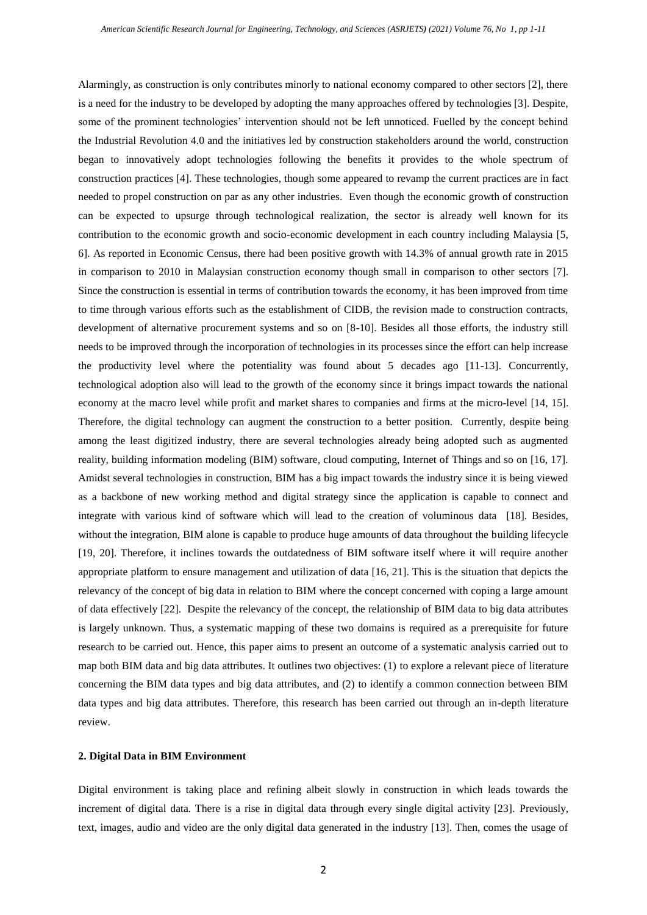Alarmingly, as construction is only contributes minorly to national economy compared to other sectors [2], there is a need for the industry to be developed by adopting the many approaches offered by technologies [3]. Despite, some of the prominent technologies' intervention should not be left unnoticed. Fuelled by the concept behind the Industrial Revolution 4.0 and the initiatives led by construction stakeholders around the world, construction began to innovatively adopt technologies following the benefits it provides to the whole spectrum of construction practices [4]. These technologies, though some appeared to revamp the current practices are in fact needed to propel construction on par as any other industries. Even though the economic growth of construction can be expected to upsurge through technological realization, the sector is already well known for its contribution to the economic growth and socio-economic development in each country including Malaysia [5, 6]. As reported in Economic Census, there had been positive growth with 14.3% of annual growth rate in 2015 in comparison to 2010 in Malaysian construction economy though small in comparison to other sectors [7]. Since the construction is essential in terms of contribution towards the economy, it has been improved from time to time through various efforts such as the establishment of CIDB, the revision made to construction contracts, development of alternative procurement systems and so on [8-10]. Besides all those efforts, the industry still needs to be improved through the incorporation of technologies in its processes since the effort can help increase the productivity level where the potentiality was found about 5 decades ago [11-13]. Concurrently, technological adoption also will lead to the growth of the economy since it brings impact towards the national economy at the macro level while profit and market shares to companies and firms at the micro-level [14, 15]. Therefore, the digital technology can augment the construction to a better position. Currently, despite being among the least digitized industry, there are several technologies already being adopted such as augmented reality, building information modeling (BIM) software, cloud computing, Internet of Things and so on [16, 17]. Amidst several technologies in construction, BIM has a big impact towards the industry since it is being viewed as a backbone of new working method and digital strategy since the application is capable to connect and integrate with various kind of software which will lead to the creation of voluminous data [18]. Besides, without the integration, BIM alone is capable to produce huge amounts of data throughout the building lifecycle [19, 20]. Therefore, it inclines towards the outdatedness of BIM software itself where it will require another appropriate platform to ensure management and utilization of data [16, 21]. This is the situation that depicts the relevancy of the concept of big data in relation to BIM where the concept concerned with coping a large amount of data effectively [22]. Despite the relevancy of the concept, the relationship of BIM data to big data attributes is largely unknown. Thus, a systematic mapping of these two domains is required as a prerequisite for future research to be carried out. Hence, this paper aims to present an outcome of a systematic analysis carried out to map both BIM data and big data attributes. It outlines two objectives: (1) to explore a relevant piece of literature concerning the BIM data types and big data attributes, and (2) to identify a common connection between BIM data types and big data attributes. Therefore, this research has been carried out through an in-depth literature review.

## 2. Digital Data in BIM Environment

Digital environment is taking place and refining albeit slowly in construction in which leads towards the increment of digital data. There is a rise in digital data through every single digital activity [23]. Previously, text, images, audio and video are the only digital data generated in the industry [13]. Then, comes the usage of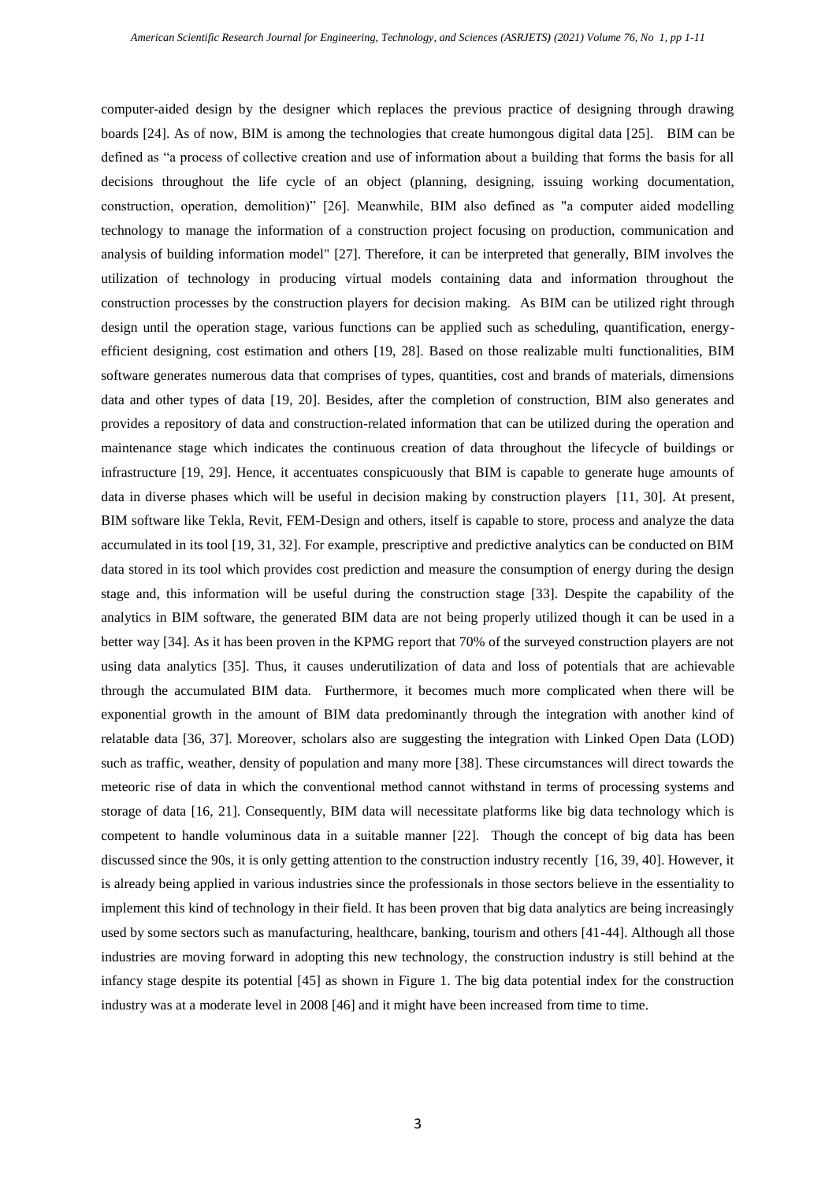computer-aided design by the designer which replaces the previous practice of designing through drawing boards [24]. As of now, BIM is among the technologies that create humongous digital data [25]. BIM can be defined as "a process of collective creation and use of information about a building that forms the basis for all decisions throughout the life cycle of an object (planning, designing, issuing working documentation, construction, operation, demolition)" [26]. Meanwhile, BIM also defined as "a computer aided modelling technology to manage the information of a construction project focusing on production, communication and analysis of building information model" [27]. Therefore, it can be interpreted that generally, BIM involves the utilization of technology in producing virtual models containing data and information throughout the construction processes by the construction players for decision making. As BIM can be utilized right through design until the operation stage, various functions can be applied such as scheduling, quantification, energy-efficient designing, cost estimation and others [19, 28]. Based on those realizable multi functionalities, BIM software generates numerous data that comprises of types, quantities, cost and brands of materials, dimensions data and other types of data [19, 20]. Besides, after the completion of construction, BIM also generates and provides a repository of data and construction-related information that can be utilized during the operation and maintenance stage which indicates the continuous creation of data throughout the lifecycle of buildings or infrastructure [19, 29]. Hence, it accentuates conspicuously that BIM is capable to generate huge amounts of data in diverse phases which will be useful in decision making by construction players [11, 30]. At present, BIM software like Tekla, Revit, FEM-Design and others, itself is capable to store, process and analyze the data accumulated in its tool [19, 31, 32]. For example, prescriptive and predictive analytics can be conducted on BIM data stored in its tool which provides cost prediction and measure the consumption of energy during the design stage and, this information will be useful during the construction stage [33]. Despite the capability of the analytics in BIM software, the generated BIM data are not being properly utilized though it can be used in a better way [34]. As it has been proven in the KPMG report that 70% of the surveyed construction players are not using data analytics [35]. Thus, it causes underutilization of data and loss of potentials that are achievable through the accumulated BIM data. Furthermore, it becomes much more complicated when there will be exponential growth in the amount of BIM data predominantly through the integration with another kind of relatable data [36, 37]. Moreover, scholars also are suggesting the integration with Linked Open Data (LOD) such as traffic, weather, density of population and many more [38]. These circumstances will direct towards the meteoric rise of data in which the conventional method cannot withstand in terms of processing systems and storage of data [16, 21]. Consequently, BIM data will necessitate platforms like big data technology which is competent to handle voluminous data in a suitable manner [22]. Though the concept of big data has been discussed since the 90s, it is only getting attention to the construction industry recently [16, 39, 40]. However, it is already being applied in various industries since the professionals in those sectors believe in the essentiality to implement this kind of technology in their field. It has been proven that big data analytics are being increasingly used by some sectors such as manufacturing, healthcare, banking, tourism and others [41-44]. Although all those industries are moving forward in adopting this new technology, the construction industry is still behind at the infancy stage despite its potential [45] as shown in Figure 1. The big data potential index for the construction industry was at a moderate level in 2008 [46] and it might have been increased from time to time.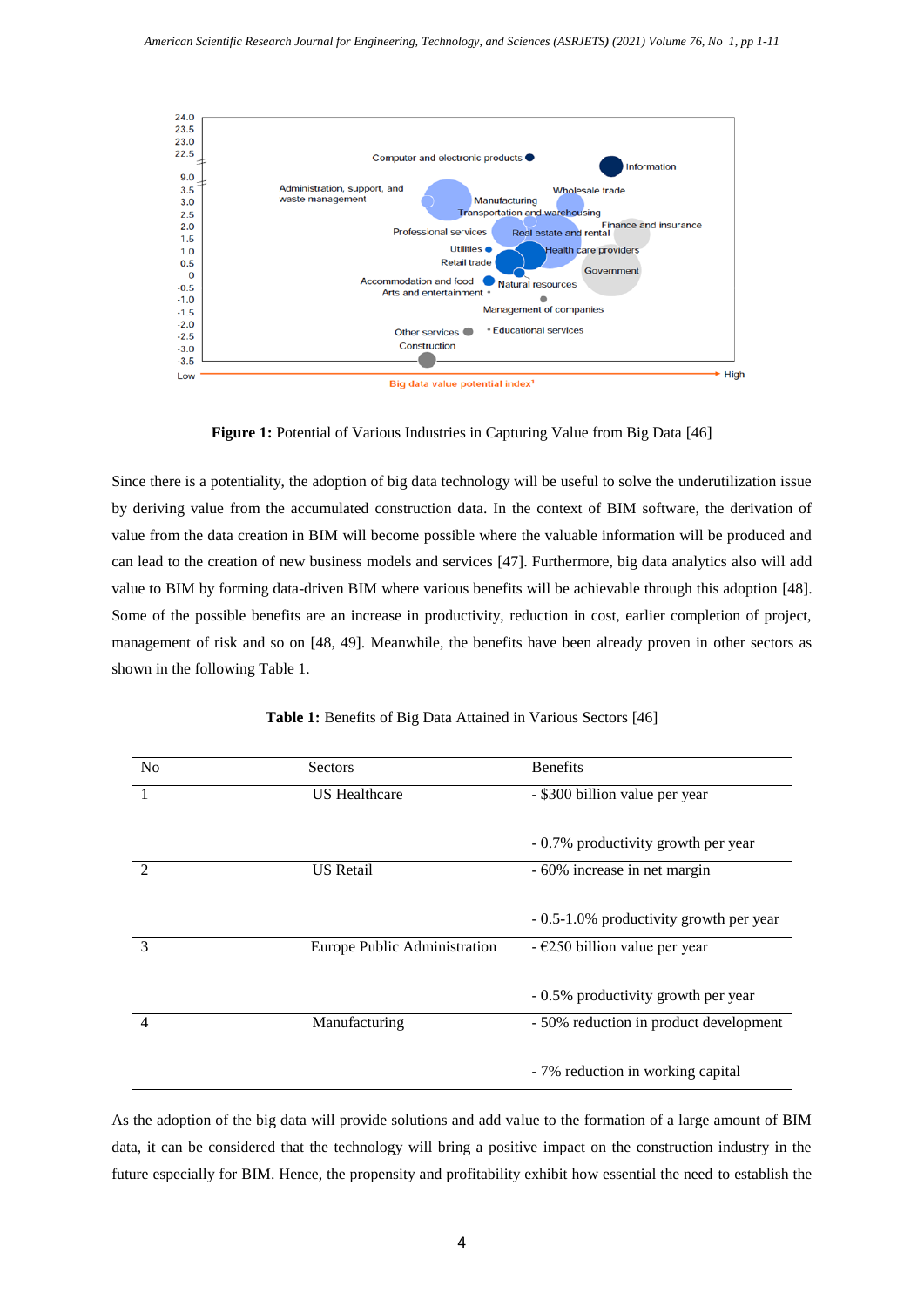**Figure 1:** Potential of Various Industries in Capturing Value from Big Data [46]

Since there is a potentiality, the adoption of big data technology will be useful to solve the underutilization issue by deriving value from the accumulated construction data. In the context of BIM software, the derivation of value from the data creation in BIM will become possible where the valuable information will be produced and can lead to the creation of new business models and services [47]. Furthermore, big data analytics also will add value to BIM by forming data-driven BIM where various benefits will be achievable through this adoption [48]. Some of the possible benefits are an increase in productivity, reduction in cost, earlier completion of project, management of risk and so on [48, 49]. Meanwhile, the benefits have been already proven in other sectors as shown in the following Table 1.

**Table 1:** Benefits of Big Data Attained in Various Sectors [46]

| No | Sectors | Benefits |
|---|---|---|
| 1 | US Healthcare | - $300 billion value per year<br><br>- 0.7% productivity growth per year |
| 2 | US Retail | - 60% increase in net margin<br><br>- 0.5-1.0% productivity growth per year |
| 3 | Europe Public Administration | - €250 billion value per year<br><br>- 0.5% productivity growth per year |
| 4 | Manufacturing | - 50% reduction in product development<br><br>- 7% reduction in working capital |

As the adoption of the big data will provide solutions and add value to the formation of a large amount of BIM data, it can be considered that the technology will bring a positive impact on the construction industry in the future especially for BIM. Hence, the propensity and profitability exhibit how essential the need to establish the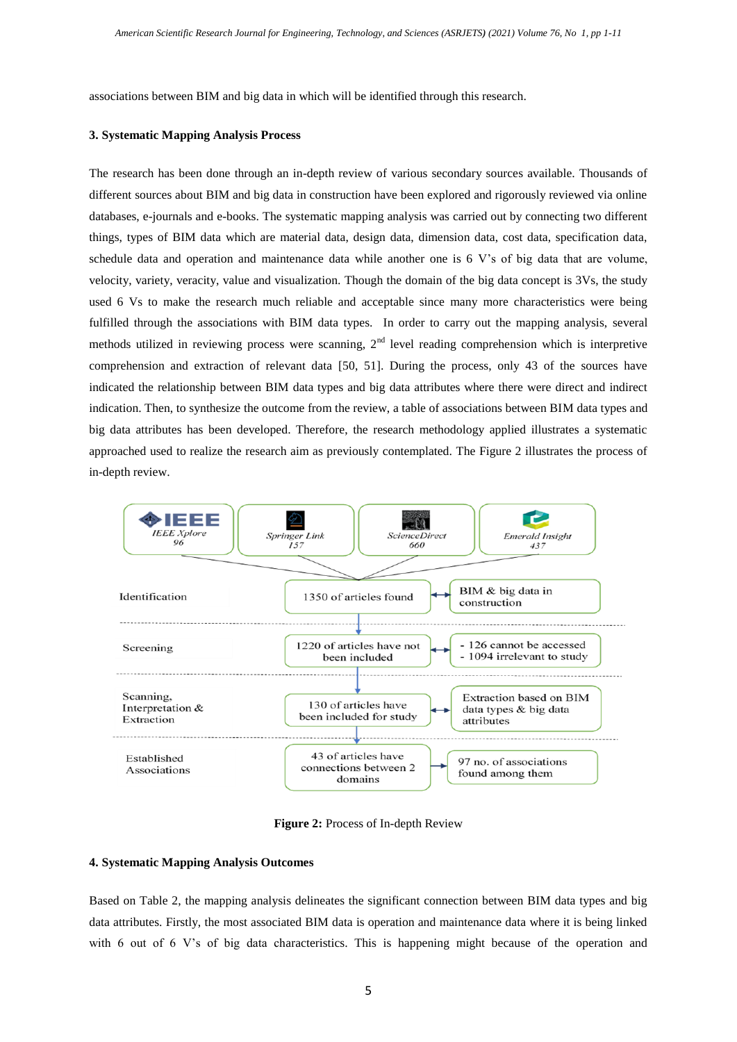associations between BIM and big data in which will be identified through this research.

### 3. Systematic Mapping Analysis Process

The research has been done through an in-depth review of various secondary sources available. Thousands of different sources about BIM and big data in construction have been explored and rigorously reviewed via online databases, e-journals and e-books. The systematic mapping analysis was carried out by connecting two different things, types of BIM data which are material data, design data, dimension data, cost data, specification data, schedule data and operation and maintenance data while another one is 6 V's of big data that are volume, velocity, variety, veracity, value and visualization. Though the domain of the big data concept is 3Vs, the study used 6 Vs to make the research much reliable and acceptable since many more characteristics were being fulfilled through the associations with BIM data types. In order to carry out the mapping analysis, several methods utilized in reviewing process were scanning, 2nd level reading comprehension which is interpretive comprehension and extraction of relevant data [50, 51]. During the process, only 43 of the sources have indicated the relationship between BIM data types and big data attributes where there were direct and indirect indication. Then, to synthesize the outcome from the review, a table of associations between BIM data types and big data attributes has been developed. Therefore, the research methodology applied illustrates a systematic approached used to realize the research aim as previously contemplated. The Figure 2 illustrates the process of in-depth review.

**Figure 2:** Process of In-depth Review

### 4. Systematic Mapping Analysis Outcomes

Based on Table 2, the mapping analysis delineates the significant connection between BIM data types and big data attributes. Firstly, the most associated BIM data is operation and maintenance data where it is being linked with 6 out of 6 V's of big data characteristics. This is happening might because of the operation and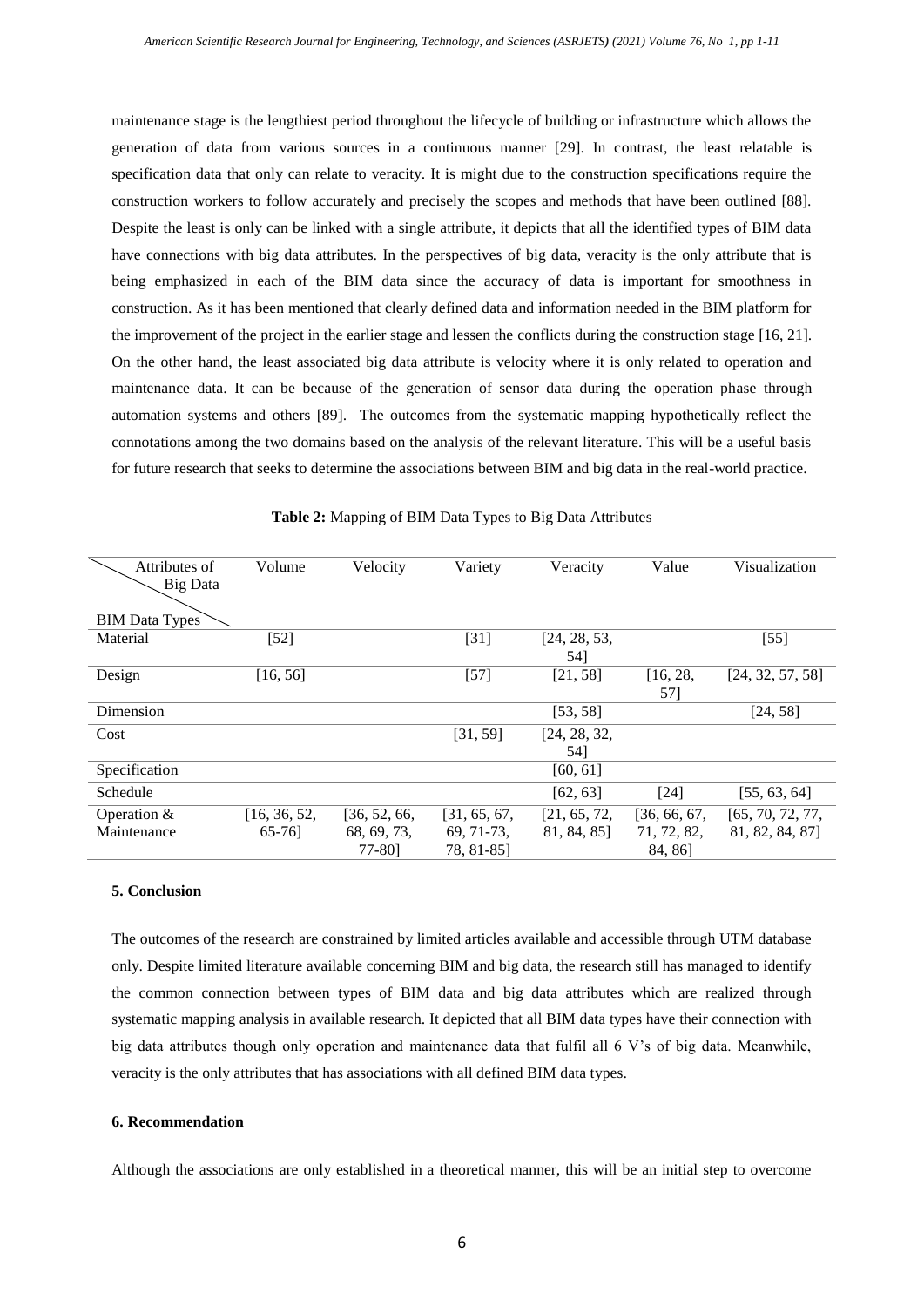maintenance stage is the lengthiest period throughout the lifecycle of building or infrastructure which allows the generation of data from various sources in a continuous manner [29]. In contrast, the least relatable is specification data that only can relate to veracity. It is might due to the construction specifications require the construction workers to follow accurately and precisely the scopes and methods that have been outlined [88]. Despite the least is only can be linked with a single attribute, it depicts that all the identified types of BIM data have connections with big data attributes. In the perspectives of big data, veracity is the only attribute that is being emphasized in each of the BIM data since the accuracy of data is important for smoothness in construction. As it has been mentioned that clearly defined data and information needed in the BIM platform for the improvement of the project in the earlier stage and lessen the conflicts during the construction stage [16, 21]. On the other hand, the least associated big data attribute is velocity where it is only related to operation and maintenance data. It can be because of the generation of sensor data during the operation phase through automation systems and others [89]. The outcomes from the systematic mapping hypothetically reflect the connotations among the two domains based on the analysis of the relevant literature. This will be a useful basis for future research that seeks to determine the associations between BIM and big data in the real-world practice.

**Table 2:** Mapping of BIM Data Types to Big Data Attributes

| BIM Data Types \ Attributes of Big Data | Volume | Velocity | Variety | Veracity | Value | Visualization |
|---|---|---|---|---|---|---|
| Material | [52] | | [31] | [24, 28, 53, 54] | | [55] |
| Design | [16, 56] | | [57] | [21, 58] | [16, 28, 57] | [24, 32, 57, 58] |
| Dimension | | | | [53, 58] | | [24, 58] |
| Cost | | | [31, 59] | [24, 28, 32, 54] | | |
| Specification | | | | [60, 61] | | |
| Schedule | | | | [62, 63] | [24] | [55, 63, 64] |
| Operation & Maintenance | [16, 36, 52, 65-76] | [36, 52, 66, 68, 69, 73, 77-80] | [31, 65, 67, 69, 71-73, 78, 81-85] | [21, 65, 72, 81, 84, 85] | [36, 66, 67, 71, 72, 82, 84, 86] | [65, 70, 72, 77, 81, 82, 84, 87] |

### 5. Conclusion

The outcomes of the research are constrained by limited articles available and accessible through UTM database only. Despite limited literature available concerning BIM and big data, the research still has managed to identify the common connection between types of BIM data and big data attributes which are realized through systematic mapping analysis in available research. It depicted that all BIM data types have their connection with big data attributes though only operation and maintenance data that fulfil all 6 V's of big data. Meanwhile, veracity is the only attributes that has associations with all defined BIM data types.

### 6. Recommendation

Although the associations are only established in a theoretical manner, this will be an initial step to overcome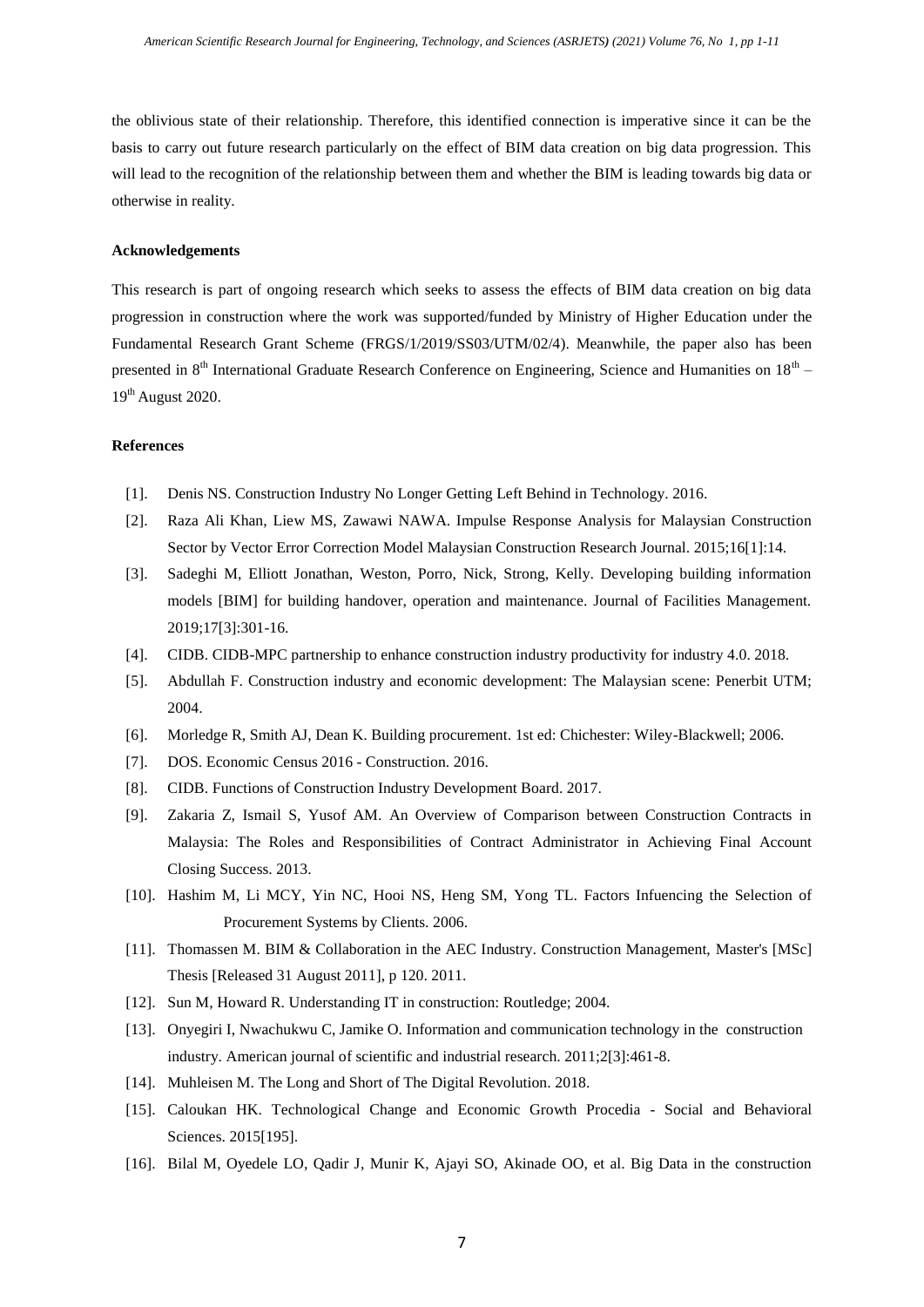the oblivious state of their relationship. Therefore, this identified connection is imperative since it can be the basis to carry out future research particularly on the effect of BIM data creation on big data progression. This will lead to the recognition of the relationship between them and whether the BIM is leading towards big data or otherwise in reality.

## Acknowledgements

This research is part of ongoing research which seeks to assess the effects of BIM data creation on big data progression in construction where the work was supported/funded by Ministry of Higher Education under the Fundamental Research Grant Scheme (FRGS/1/2019/SS03/UTM/02/4). Meanwhile, the paper also has been presented in 8th International Graduate Research Conference on Engineering, Science and Humanities on 18th – 19th August 2020.

## References

[1]. Denis NS. Construction Industry No Longer Getting Left Behind in Technology. 2016.

[2]. Raza Ali Khan, Liew MS, Zawawi NAWA. Impulse Response Analysis for Malaysian Construction Sector by Vector Error Correction Model Malaysian Construction Research Journal. 2015;16[1]:14.

[3]. Sadeghi M, Elliott Jonathan, Weston, Porro, Nick, Strong, Kelly. Developing building information models [BIM] for building handover, operation and maintenance. Journal of Facilities Management. 2019;17[3]:301-16.

[4]. CIDB. CIDB-MPC partnership to enhance construction industry productivity for industry 4.0. 2018.

[5]. Abdullah F. Construction industry and economic development: The Malaysian scene: Penerbit UTM; 2004.

[6]. Morledge R, Smith AJ, Dean K. Building procurement. 1st ed: Chichester: Wiley-Blackwell; 2006.

[7]. DOS. Economic Census 2016 - Construction. 2016.

[8]. CIDB. Functions of Construction Industry Development Board. 2017.

[9]. Zakaria Z, Ismail S, Yusof AM. An Overview of Comparison between Construction Contracts in Malaysia: The Roles and Responsibilities of Contract Administrator in Achieving Final Account Closing Success. 2013.

[10]. Hashim M, Li MCY, Yin NC, Hooi NS, Heng SM, Yong TL. Factors Infuencing the Selection of Procurement Systems by Clients. 2006.

[11]. Thomassen M. BIM & Collaboration in the AEC Industry. Construction Management, Master's [MSc] Thesis [Released 31 August 2011], p 120. 2011.

[12]. Sun M, Howard R. Understanding IT in construction: Routledge; 2004.

[13]. Onyegiri I, Nwachukwu C, Jamike O. Information and communication technology in the construction industry. American journal of scientific and industrial research. 2011;2[3]:461-8.

[14]. Muhleisen M. The Long and Short of The Digital Revolution. 2018.

[15]. Caloukan HK. Technological Change and Economic Growth Procedia - Social and Behavioral Sciences. 2015[195].

[16]. Bilal M, Oyedele LO, Qadir J, Munir K, Ajayi SO, Akinade OO, et al. Big Data in the construction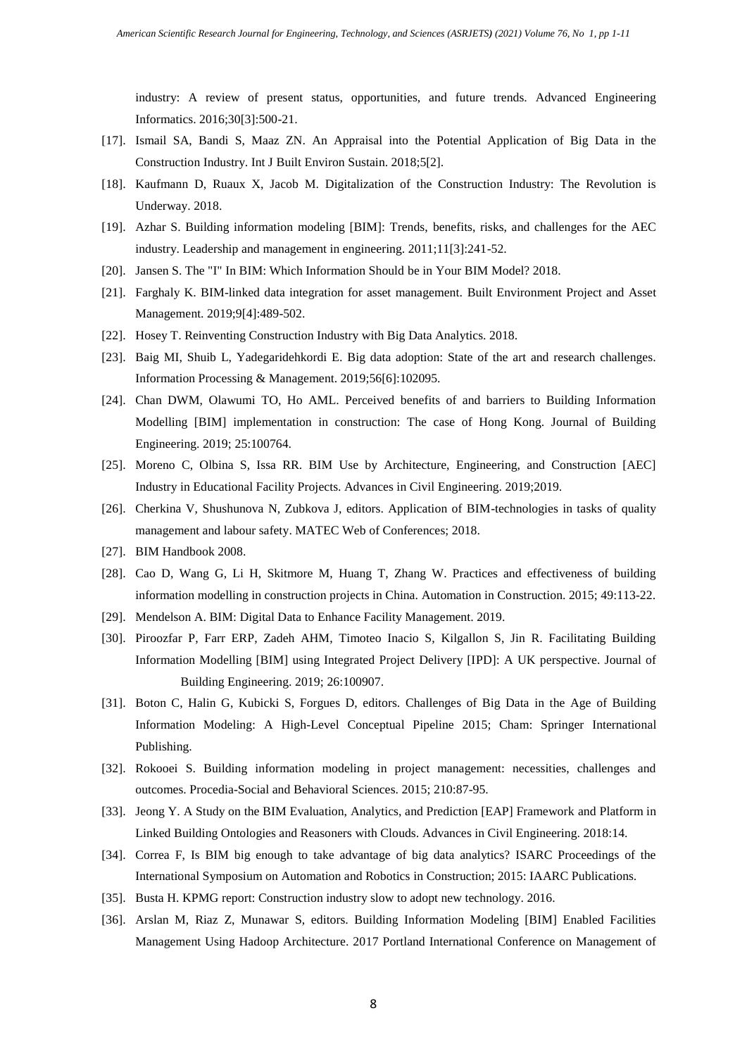industry: A review of present status, opportunities, and future trends. Advanced Engineering Informatics. 2016;30[3]:500-21.

[17]. Ismail SA, Bandi S, Maaz ZN. An Appraisal into the Potential Application of Big Data in the Construction Industry. Int J Built Environ Sustain. 2018;5[2].

[18]. Kaufmann D, Ruaux X, Jacob M. Digitalization of the Construction Industry: The Revolution is Underway. 2018.

[19]. Azhar S. Building information modeling [BIM]: Trends, benefits, risks, and challenges for the AEC industry. Leadership and management in engineering. 2011;11[3]:241-52.

[20]. Jansen S. The "I" In BIM: Which Information Should be in Your BIM Model? 2018.

[21]. Farghaly K. BIM-linked data integration for asset management. Built Environment Project and Asset Management. 2019;9[4]:489-502.

[22]. Hosey T. Reinventing Construction Industry with Big Data Analytics. 2018.

[23]. Baig MI, Shuib L, Yadegaridehkordi E. Big data adoption: State of the art and research challenges. Information Processing & Management. 2019;56[6]:102095.

[24]. Chan DWM, Olawumi TO, Ho AML. Perceived benefits of and barriers to Building Information Modelling [BIM] implementation in construction: The case of Hong Kong. Journal of Building Engineering. 2019; 25:100764.

[25]. Moreno C, Olbina S, Issa RR. BIM Use by Architecture, Engineering, and Construction [AEC] Industry in Educational Facility Projects. Advances in Civil Engineering. 2019;2019.

[26]. Cherkina V, Shushunova N, Zubkova J, editors. Application of BIM-technologies in tasks of quality management and labour safety. MATEC Web of Conferences; 2018.

[27]. BIM Handbook 2008.

[28]. Cao D, Wang G, Li H, Skitmore M, Huang T, Zhang W. Practices and effectiveness of building information modelling in construction projects in China. Automation in Construction. 2015; 49:113-22.

[29]. Mendelson A. BIM: Digital Data to Enhance Facility Management. 2019.

[30]. Piroozfar P, Farr ERP, Zadeh AHM, Timoteo Inacio S, Kilgallon S, Jin R. Facilitating Building Information Modelling [BIM] using Integrated Project Delivery [IPD]: A UK perspective. Journal of Building Engineering. 2019; 26:100907.

[31]. Boton C, Halin G, Kubicki S, Forgues D, editors. Challenges of Big Data in the Age of Building Information Modeling: A High-Level Conceptual Pipeline 2015; Cham: Springer International Publishing.

[32]. Rokooei S. Building information modeling in project management: necessities, challenges and outcomes. Procedia-Social and Behavioral Sciences. 2015; 210:87-95.

[33]. Jeong Y. A Study on the BIM Evaluation, Analytics, and Prediction [EAP] Framework and Platform in Linked Building Ontologies and Reasoners with Clouds. Advances in Civil Engineering. 2018:14.

[34]. Correa F, Is BIM big enough to take advantage of big data analytics? ISARC Proceedings of the International Symposium on Automation and Robotics in Construction; 2015: IAARC Publications.

[35]. Busta H. KPMG report: Construction industry slow to adopt new technology. 2016.

[36]. Arslan M, Riaz Z, Munawar S, editors. Building Information Modeling [BIM] Enabled Facilities Management Using Hadoop Architecture. 2017 Portland International Conference on Management of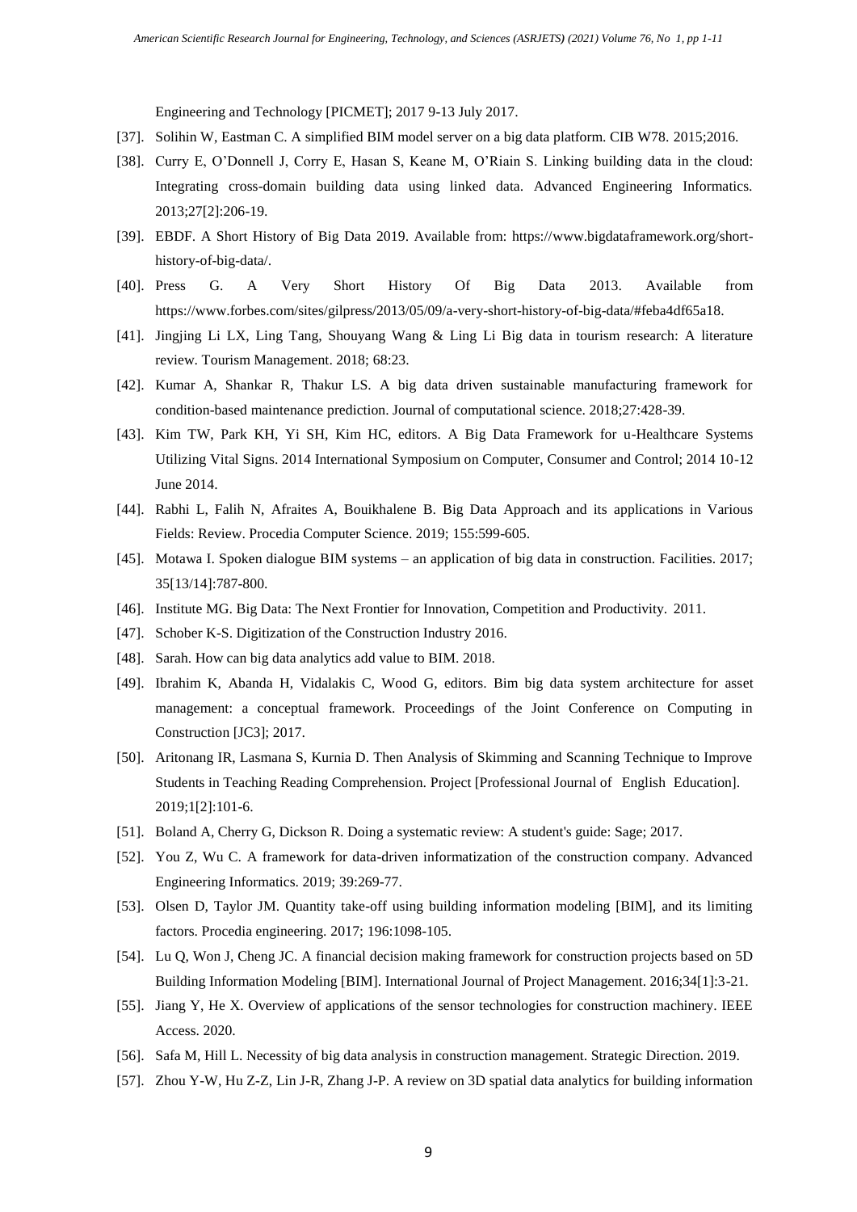Engineering and Technology [PICMET]; 2017 9-13 July 2017.

[37]. Solihin W, Eastman C. A simplified BIM model server on a big data platform. CIB W78. 2015;2016.

[38]. Curry E, O'Donnell J, Corry E, Hasan S, Keane M, O'Riain S. Linking building data in the cloud: Integrating cross-domain building data using linked data. Advanced Engineering Informatics. 2013;27[2]:206-19.

[39]. EBDF. A Short History of Big Data 2019. Available from: https://www.bigdataframework.org/short-history-of-big-data/.

[40]. Press G. A Very Short History Of Big Data 2013. Available from https://www.forbes.com/sites/gilpress/2013/05/09/a-very-short-history-of-big-data/#feba4df65a18.

[41]. Jingjing Li LX, Ling Tang, Shouyang Wang & Ling Li Big data in tourism research: A literature review. Tourism Management. 2018; 68:23.

[42]. Kumar A, Shankar R, Thakur LS. A big data driven sustainable manufacturing framework for condition-based maintenance prediction. Journal of computational science. 2018;27:428-39.

[43]. Kim TW, Park KH, Yi SH, Kim HC, editors. A Big Data Framework for u-Healthcare Systems Utilizing Vital Signs. 2014 International Symposium on Computer, Consumer and Control; 2014 10-12 June 2014.

[44]. Rabhi L, Falih N, Afraites A, Bouikhalene B. Big Data Approach and its applications in Various Fields: Review. Procedia Computer Science. 2019; 155:599-605.

[45]. Motawa I. Spoken dialogue BIM systems – an application of big data in construction. Facilities. 2017; 35[13/14]:787-800.

[46]. Institute MG. Big Data: The Next Frontier for Innovation, Competition and Productivity. 2011.

[47]. Schober K-S. Digitization of the Construction Industry 2016.

[48]. Sarah. How can big data analytics add value to BIM. 2018.

[49]. Ibrahim K, Abanda H, Vidalakis C, Wood G, editors. Bim big data system architecture for asset management: a conceptual framework. Proceedings of the Joint Conference on Computing in Construction [JC3]; 2017.

[50]. Aritonang IR, Lasmana S, Kurnia D. Then Analysis of Skimming and Scanning Technique to Improve Students in Teaching Reading Comprehension. Project [Professional Journal of English Education]. 2019;1[2]:101-6.

[51]. Boland A, Cherry G, Dickson R. Doing a systematic review: A student's guide: Sage; 2017.

[52]. You Z, Wu C. A framework for data-driven informatization of the construction company. Advanced Engineering Informatics. 2019; 39:269-77.

[53]. Olsen D, Taylor JM. Quantity take-off using building information modeling [BIM], and its limiting factors. Procedia engineering. 2017; 196:1098-105.

[54]. Lu Q, Won J, Cheng JC. A financial decision making framework for construction projects based on 5D Building Information Modeling [BIM]. International Journal of Project Management. 2016;34[1]:3-21.

[55]. Jiang Y, He X. Overview of applications of the sensor technologies for construction machinery. IEEE Access. 2020.

[56]. Safa M, Hill L. Necessity of big data analysis in construction management. Strategic Direction. 2019.

[57]. Zhou Y-W, Hu Z-Z, Lin J-R, Zhang J-P. A review on 3D spatial data analytics for building information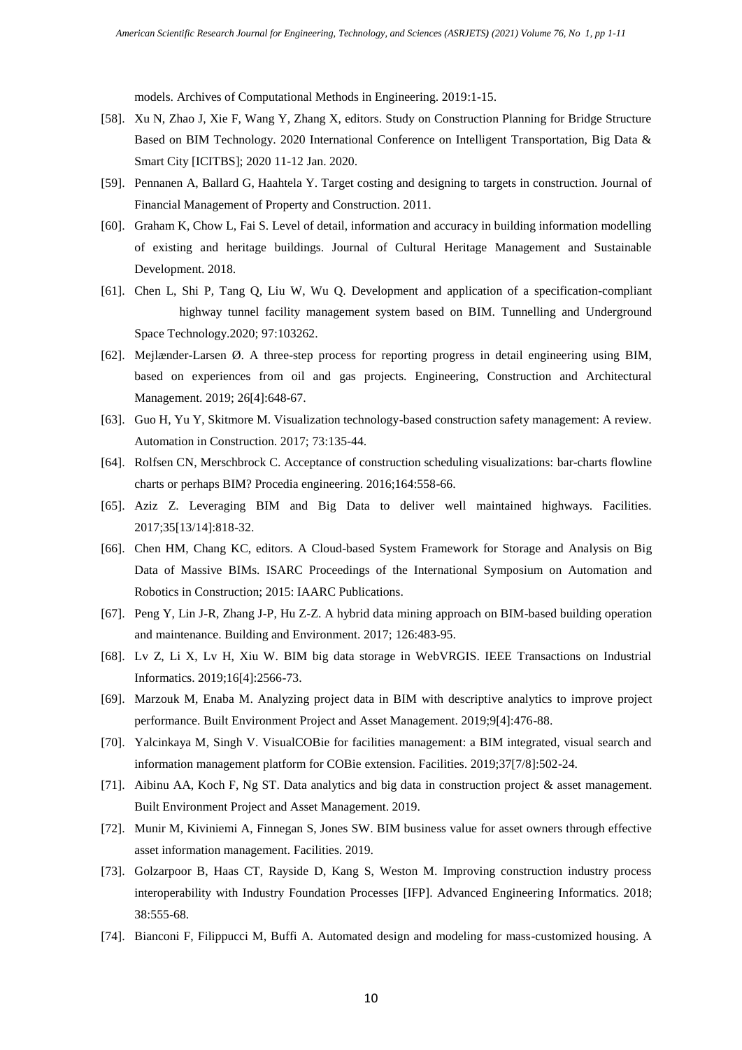models. Archives of Computational Methods in Engineering. 2019:1-15.

[58]. Xu N, Zhao J, Xie F, Wang Y, Zhang X, editors. Study on Construction Planning for Bridge Structure Based on BIM Technology. 2020 International Conference on Intelligent Transportation, Big Data & Smart City [ICITBS]; 2020 11-12 Jan. 2020.

[59]. Pennanen A, Ballard G, Haahtela Y. Target costing and designing to targets in construction. Journal of Financial Management of Property and Construction. 2011.

[60]. Graham K, Chow L, Fai S. Level of detail, information and accuracy in building information modelling of existing and heritage buildings. Journal of Cultural Heritage Management and Sustainable Development. 2018.

[61]. Chen L, Shi P, Tang Q, Liu W, Wu Q. Development and application of a specification-compliant highway tunnel facility management system based on BIM. Tunnelling and Underground Space Technology.2020; 97:103262.

[62]. Mejlænder-Larsen Ø. A three-step process for reporting progress in detail engineering using BIM, based on experiences from oil and gas projects. Engineering, Construction and Architectural Management. 2019; 26[4]:648-67.

[63]. Guo H, Yu Y, Skitmore M. Visualization technology-based construction safety management: A review. Automation in Construction. 2017; 73:135-44.

[64]. Rolfsen CN, Merschbrock C. Acceptance of construction scheduling visualizations: bar-charts flowline charts or perhaps BIM? Procedia engineering. 2016;164:558-66.

[65]. Aziz Z. Leveraging BIM and Big Data to deliver well maintained highways. Facilities. 2017;35[13/14]:818-32.

[66]. Chen HM, Chang KC, editors. A Cloud-based System Framework for Storage and Analysis on Big Data of Massive BIMs. ISARC Proceedings of the International Symposium on Automation and Robotics in Construction; 2015: IAARC Publications.

[67]. Peng Y, Lin J-R, Zhang J-P, Hu Z-Z. A hybrid data mining approach on BIM-based building operation and maintenance. Building and Environment. 2017; 126:483-95.

[68]. Lv Z, Li X, Lv H, Xiu W. BIM big data storage in WebVRGIS. IEEE Transactions on Industrial Informatics. 2019;16[4]:2566-73.

[69]. Marzouk M, Enaba M. Analyzing project data in BIM with descriptive analytics to improve project performance. Built Environment Project and Asset Management. 2019;9[4]:476-88.

[70]. Yalcinkaya M, Singh V. VisualCOBie for facilities management: a BIM integrated, visual search and information management platform for COBie extension. Facilities. 2019;37[7/8]:502-24.

[71]. Aibinu AA, Koch F, Ng ST. Data analytics and big data in construction project & asset management. Built Environment Project and Asset Management. 2019.

[72]. Munir M, Kiviniemi A, Finnegan S, Jones SW. BIM business value for asset owners through effective asset information management. Facilities. 2019.

[73]. Golzarpoor B, Haas CT, Rayside D, Kang S, Weston M. Improving construction industry process interoperability with Industry Foundation Processes [IFP]. Advanced Engineering Informatics. 2018; 38:555-68.

[74]. Bianconi F, Filippucci M, Buffi A. Automated design and modeling for mass-customized housing. A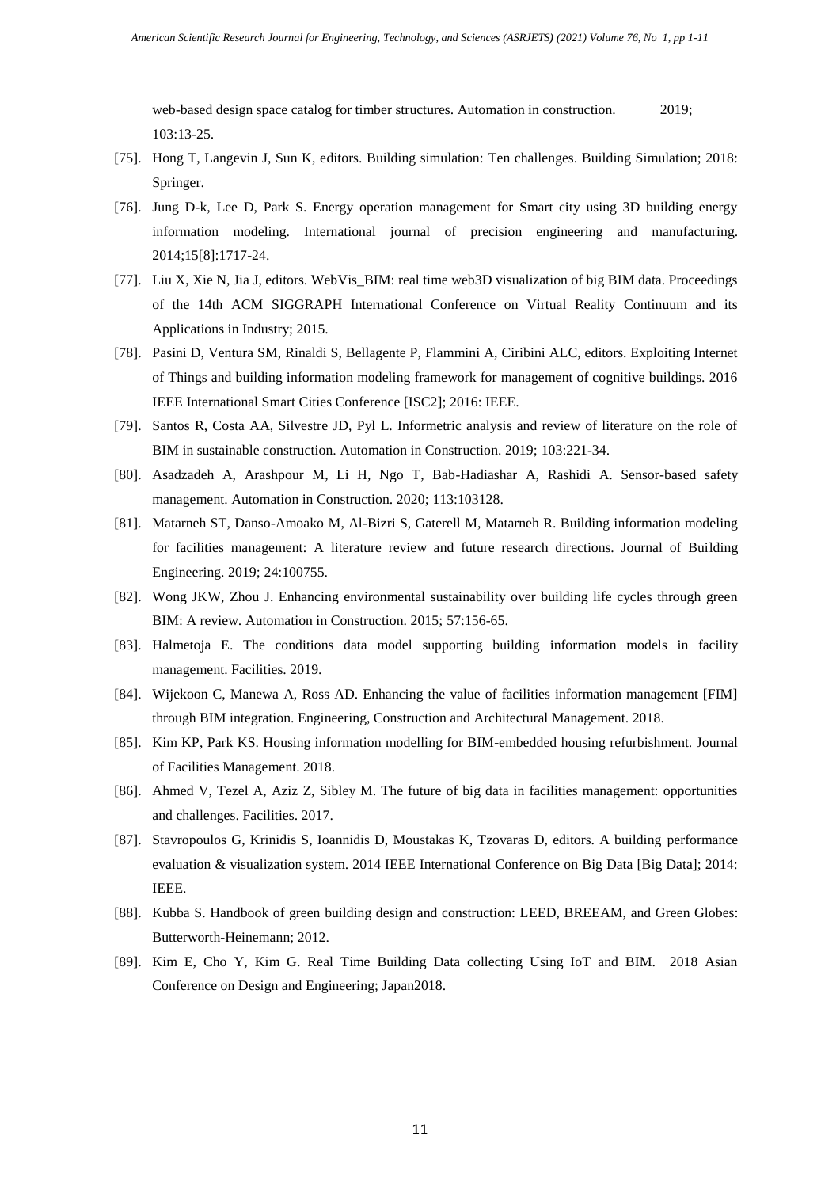web-based design space catalog for timber structures. Automation in construction. 2019; 103:13-25.

[75]. Hong T, Langevin J, Sun K, editors. Building simulation: Ten challenges. Building Simulation; 2018: Springer.

[76]. Jung D-k, Lee D, Park S. Energy operation management for Smart city using 3D building energy information modeling. International journal of precision engineering and manufacturing. 2014;15[8]:1717-24.

[77]. Liu X, Xie N, Jia J, editors. WebVis_BIM: real time web3D visualization of big BIM data. Proceedings of the 14th ACM SIGGRAPH International Conference on Virtual Reality Continuum and its Applications in Industry; 2015.

[78]. Pasini D, Ventura SM, Rinaldi S, Bellagente P, Flammini A, Ciribini ALC, editors. Exploiting Internet of Things and building information modeling framework for management of cognitive buildings. 2016 IEEE International Smart Cities Conference [ISC2]; 2016: IEEE.

[79]. Santos R, Costa AA, Silvestre JD, Pyl L. Informetric analysis and review of literature on the role of BIM in sustainable construction. Automation in Construction. 2019; 103:221-34.

[80]. Asadzadeh A, Arashpour M, Li H, Ngo T, Bab-Hadiashar A, Rashidi A. Sensor-based safety management. Automation in Construction. 2020; 113:103128.

[81]. Matarneh ST, Danso-Amoako M, Al-Bizri S, Gaterell M, Matarneh R. Building information modeling for facilities management: A literature review and future research directions. Journal of Building Engineering. 2019; 24:100755.

[82]. Wong JKW, Zhou J. Enhancing environmental sustainability over building life cycles through green BIM: A review. Automation in Construction. 2015; 57:156-65.

[83]. Halmetoja E. The conditions data model supporting building information models in facility management. Facilities. 2019.

[84]. Wijekoon C, Manewa A, Ross AD. Enhancing the value of facilities information management [FIM] through BIM integration. Engineering, Construction and Architectural Management. 2018.

[85]. Kim KP, Park KS. Housing information modelling for BIM-embedded housing refurbishment. Journal of Facilities Management. 2018.

[86]. Ahmed V, Tezel A, Aziz Z, Sibley M. The future of big data in facilities management: opportunities and challenges. Facilities. 2017.

[87]. Stavropoulos G, Krinidis S, Ioannidis D, Moustakas K, Tzovaras D, editors. A building performance evaluation & visualization system. 2014 IEEE International Conference on Big Data [Big Data]; 2014: IEEE.

[88]. Kubba S. Handbook of green building design and construction: LEED, BREEAM, and Green Globes: Butterworth-Heinemann; 2012.

[89]. Kim E, Cho Y, Kim G. Real Time Building Data collecting Using IoT and BIM. 2018 Asian Conference on Design and Engineering; Japan2018.